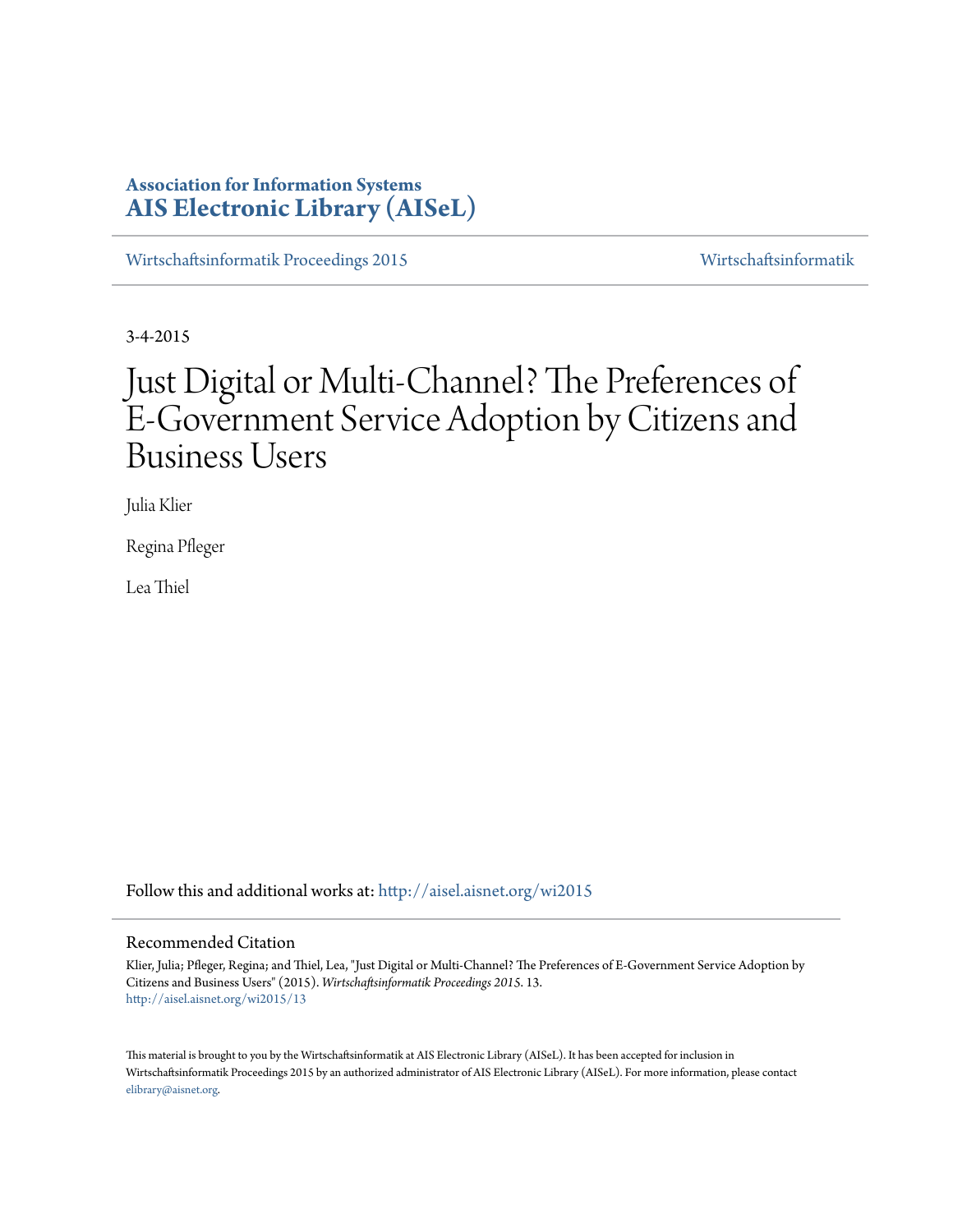**Association for Information Systems**
**AIS Electronic Library (AISeL)**

Wirtschaftsinformatik Proceedings 2015 | Wirtschaftsinformatik

3-4-2015

# Just Digital or Multi-Channel? The Preferences of E-Government Service Adoption by Citizens and Business Users

Julia Klier

Regina Pfleger

Lea Thiel

Follow this and additional works at: http://aisel.aisnet.org/wi2015

## Recommended Citation

Klier, Julia; Pfleger, Regina; and Thiel, Lea, "Just Digital or Multi-Channel? The Preferences of E-Government Service Adoption by Citizens and Business Users" (2015). *Wirtschaftsinformatik Proceedings 2015*. 13.
http://aisel.aisnet.org/wi2015/13

This material is brought to you by the Wirtschaftsinformatik at AIS Electronic Library (AISeL). It has been accepted for inclusion in Wirtschaftsinformatik Proceedings 2015 by an authorized administrator of AIS Electronic Library (AISeL). For more information, please contact elibrary@aisnet.org.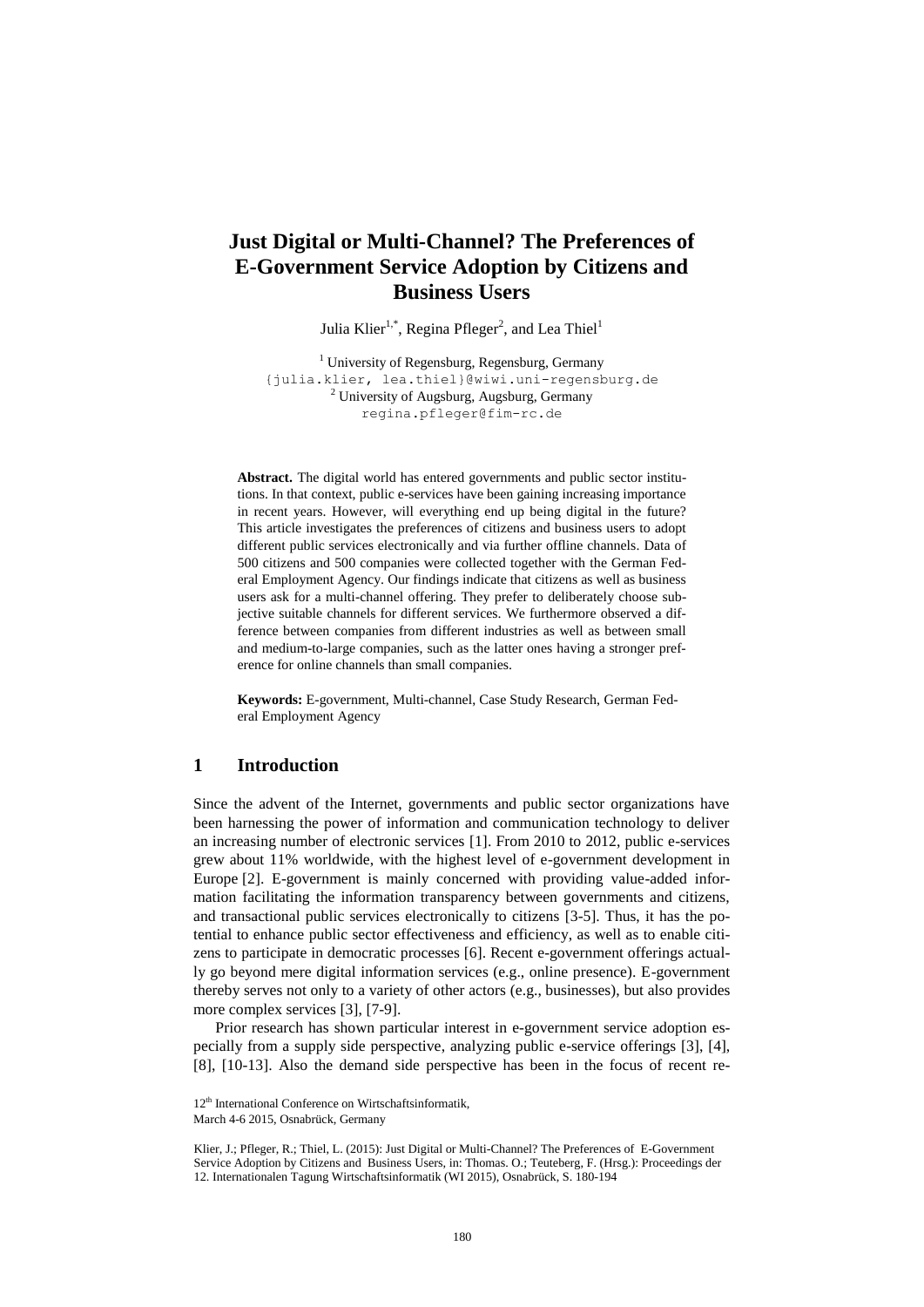# Just Digital or Multi-Channel? The Preferences of E-Government Service Adoption by Citizens and Business Users

Julia Klier[1,*], Regina Pfleger[2], and Lea Thiel[1]

[1] University of Regensburg, Regensburg, Germany
{julia.klier, lea.thiel}@wiwi.uni-regensburg.de
[2] University of Augsburg, Augsburg, Germany
regina.pfleger@fim-rc.de

**Abstract.** The digital world has entered governments and public sector institutions. In that context, public e-services have been gaining increasing importance in recent years. However, will everything end up being digital in the future? This article investigates the preferences of citizens and business users to adopt different public services electronically and via further offline channels. Data of 500 citizens and 500 companies were collected together with the German Federal Employment Agency. Our findings indicate that citizens as well as business users ask for a multi-channel offering. They prefer to deliberately choose subjective suitable channels for different services. We furthermore observed a difference between companies from different industries as well as between small and medium-to-large companies, such as the latter ones having a stronger preference for online channels than small companies.

**Keywords:** E-government, Multi-channel, Case Study Research, German Federal Employment Agency

## 1 Introduction

Since the advent of the Internet, governments and public sector organizations have been harnessing the power of information and communication technology to deliver an increasing number of electronic services [1]. From 2010 to 2012, public e-services grew about 11% worldwide, with the highest level of e-government development in Europe [2]. E-government is mainly concerned with providing value-added information facilitating the information transparency between governments and citizens, and transactional public services electronically to citizens [3-5]. Thus, it has the potential to enhance public sector effectiveness and efficiency, as well as to enable citizens to participate in democratic processes [6]. Recent e-government offerings actually go beyond mere digital information services (e.g., online presence). E-government thereby serves not only to a variety of other actors (e.g., businesses), but also provides more complex services [3], [7-9].

Prior research has shown particular interest in e-government service adoption especially from a supply side perspective, analyzing public e-service offerings [3], [4], [8], [10-13]. Also the demand side perspective has been in the focus of recent re-

12th International Conference on Wirtschaftsinformatik,
March 4-6 2015, Osnabrück, Germany

Klier, J.; Pfleger, R.; Thiel, L. (2015): Just Digital or Multi-Channel? The Preferences of E-Government Service Adoption by Citizens and Business Users, in: Thomas. O.; Teuteberg, F. (Hrsg.): Proceedings der 12. Internationalen Tagung Wirtschaftsinformatik (WI 2015), Osnabrück, S. 180-194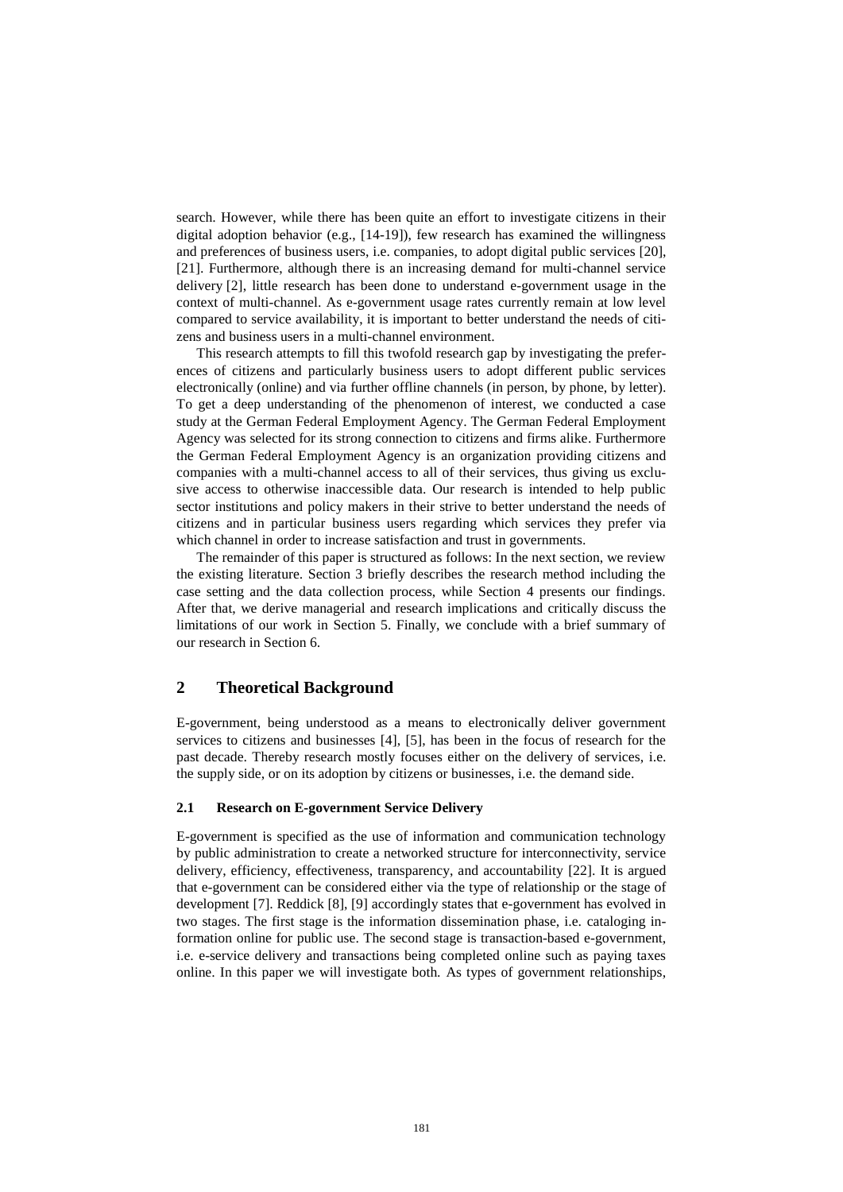search. However, while there has been quite an effort to investigate citizens in their digital adoption behavior (e.g., [14-19]), few research has examined the willingness and preferences of business users, i.e. companies, to adopt digital public services [20], [21]. Furthermore, although there is an increasing demand for multi-channel service delivery [2], little research has been done to understand e-government usage in the context of multi-channel. As e-government usage rates currently remain at low level compared to service availability, it is important to better understand the needs of citizens and business users in a multi-channel environment.

This research attempts to fill this twofold research gap by investigating the preferences of citizens and particularly business users to adopt different public services electronically (online) and via further offline channels (in person, by phone, by letter). To get a deep understanding of the phenomenon of interest, we conducted a case study at the German Federal Employment Agency. The German Federal Employment Agency was selected for its strong connection to citizens and firms alike. Furthermore the German Federal Employment Agency is an organization providing citizens and companies with a multi-channel access to all of their services, thus giving us exclusive access to otherwise inaccessible data. Our research is intended to help public sector institutions and policy makers in their strive to better understand the needs of citizens and in particular business users regarding which services they prefer via which channel in order to increase satisfaction and trust in governments.

The remainder of this paper is structured as follows: In the next section, we review the existing literature. Section 3 briefly describes the research method including the case setting and the data collection process, while Section 4 presents our findings. After that, we derive managerial and research implications and critically discuss the limitations of our work in Section 5. Finally, we conclude with a brief summary of our research in Section 6.

## 2 Theoretical Background

E-government, being understood as a means to electronically deliver government services to citizens and businesses [4], [5], has been in the focus of research for the past decade. Thereby research mostly focuses either on the delivery of services, i.e. the supply side, or on its adoption by citizens or businesses, i.e. the demand side.

### 2.1 Research on E-government Service Delivery

E-government is specified as the use of information and communication technology by public administration to create a networked structure for interconnectivity, service delivery, efficiency, effectiveness, transparency, and accountability [22]. It is argued that e-government can be considered either via the type of relationship or the stage of development [7]. Reddick [8], [9] accordingly states that e-government has evolved in two stages. The first stage is the information dissemination phase, i.e. cataloging information online for public use. The second stage is transaction-based e-government, i.e. e-service delivery and transactions being completed online such as paying taxes online. In this paper we will investigate both. As types of government relationships,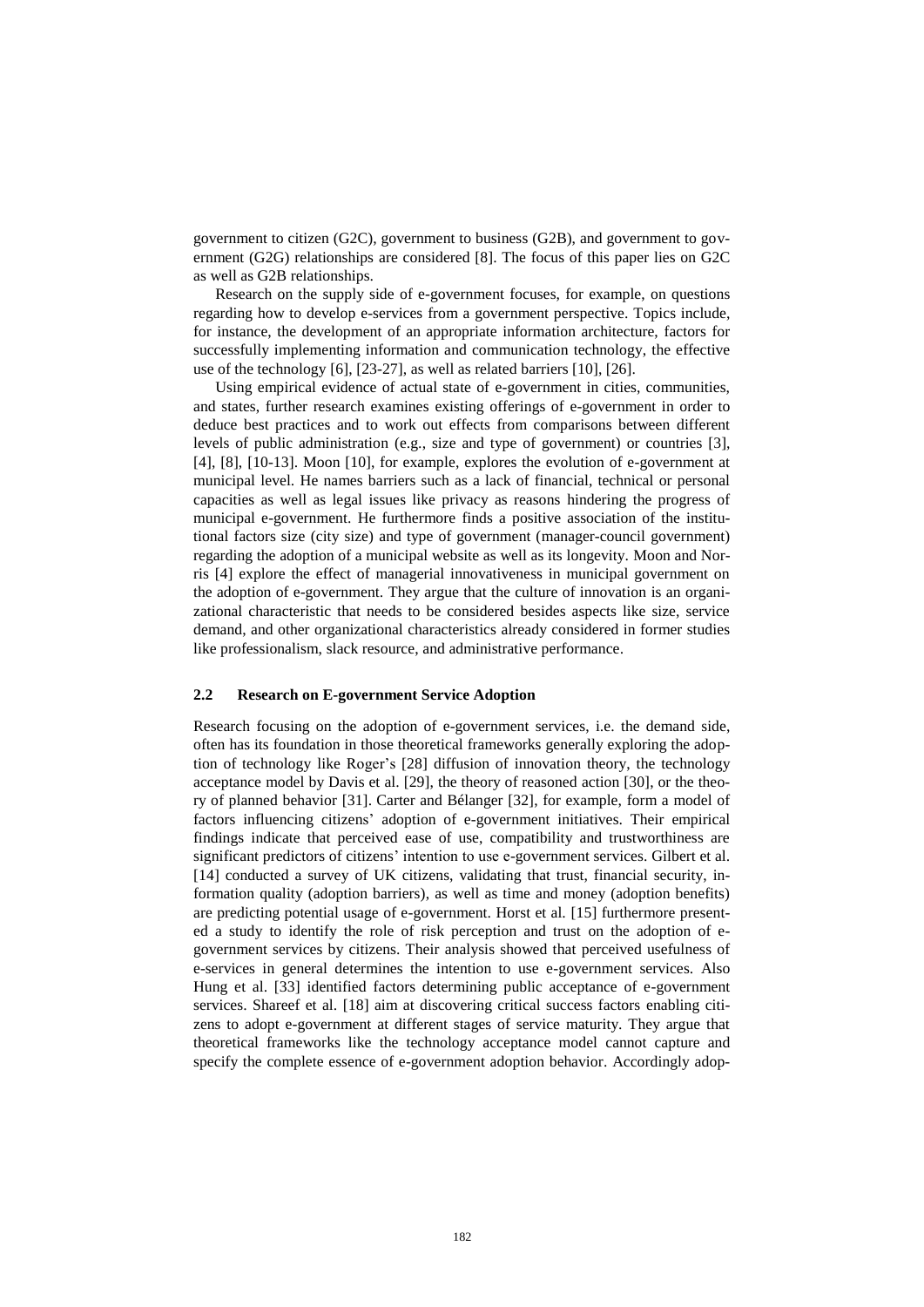government to citizen (G2C), government to business (G2B), and government to government (G2G) relationships are considered [8]. The focus of this paper lies on G2C as well as G2B relationships.

Research on the supply side of e-government focuses, for example, on questions regarding how to develop e-services from a government perspective. Topics include, for instance, the development of an appropriate information architecture, factors for successfully implementing information and communication technology, the effective use of the technology [6], [23-27], as well as related barriers [10], [26].

Using empirical evidence of actual state of e-government in cities, communities, and states, further research examines existing offerings of e-government in order to deduce best practices and to work out effects from comparisons between different levels of public administration (e.g., size and type of government) or countries [3], [4], [8], [10-13]. Moon [10], for example, explores the evolution of e-government at municipal level. He names barriers such as a lack of financial, technical or personal capacities as well as legal issues like privacy as reasons hindering the progress of municipal e-government. He furthermore finds a positive association of the institutional factors size (city size) and type of government (manager-council government) regarding the adoption of a municipal website as well as its longevity. Moon and Norris [4] explore the effect of managerial innovativeness in municipal government on the adoption of e-government. They argue that the culture of innovation is an organizational characteristic that needs to be considered besides aspects like size, service demand, and other organizational characteristics already considered in former studies like professionalism, slack resource, and administrative performance.

### 2.2 Research on E-government Service Adoption

Research focusing on the adoption of e-government services, i.e. the demand side, often has its foundation in those theoretical frameworks generally exploring the adoption of technology like Roger's [28] diffusion of innovation theory, the technology acceptance model by Davis et al. [29], the theory of reasoned action [30], or the theory of planned behavior [31]. Carter and Bélanger [32], for example, form a model of factors influencing citizens' adoption of e-government initiatives. Their empirical findings indicate that perceived ease of use, compatibility and trustworthiness are significant predictors of citizens' intention to use e-government services. Gilbert et al. [14] conducted a survey of UK citizens, validating that trust, financial security, information quality (adoption barriers), as well as time and money (adoption benefits) are predicting potential usage of e-government. Horst et al. [15] furthermore presented a study to identify the role of risk perception and trust on the adoption of e-government services by citizens. Their analysis showed that perceived usefulness of e-services in general determines the intention to use e-government services. Also Hung et al. [33] identified factors determining public acceptance of e-government services. Shareef et al. [18] aim at discovering critical success factors enabling citizens to adopt e-government at different stages of service maturity. They argue that theoretical frameworks like the technology acceptance model cannot capture and specify the complete essence of e-government adoption behavior. Accordingly adop-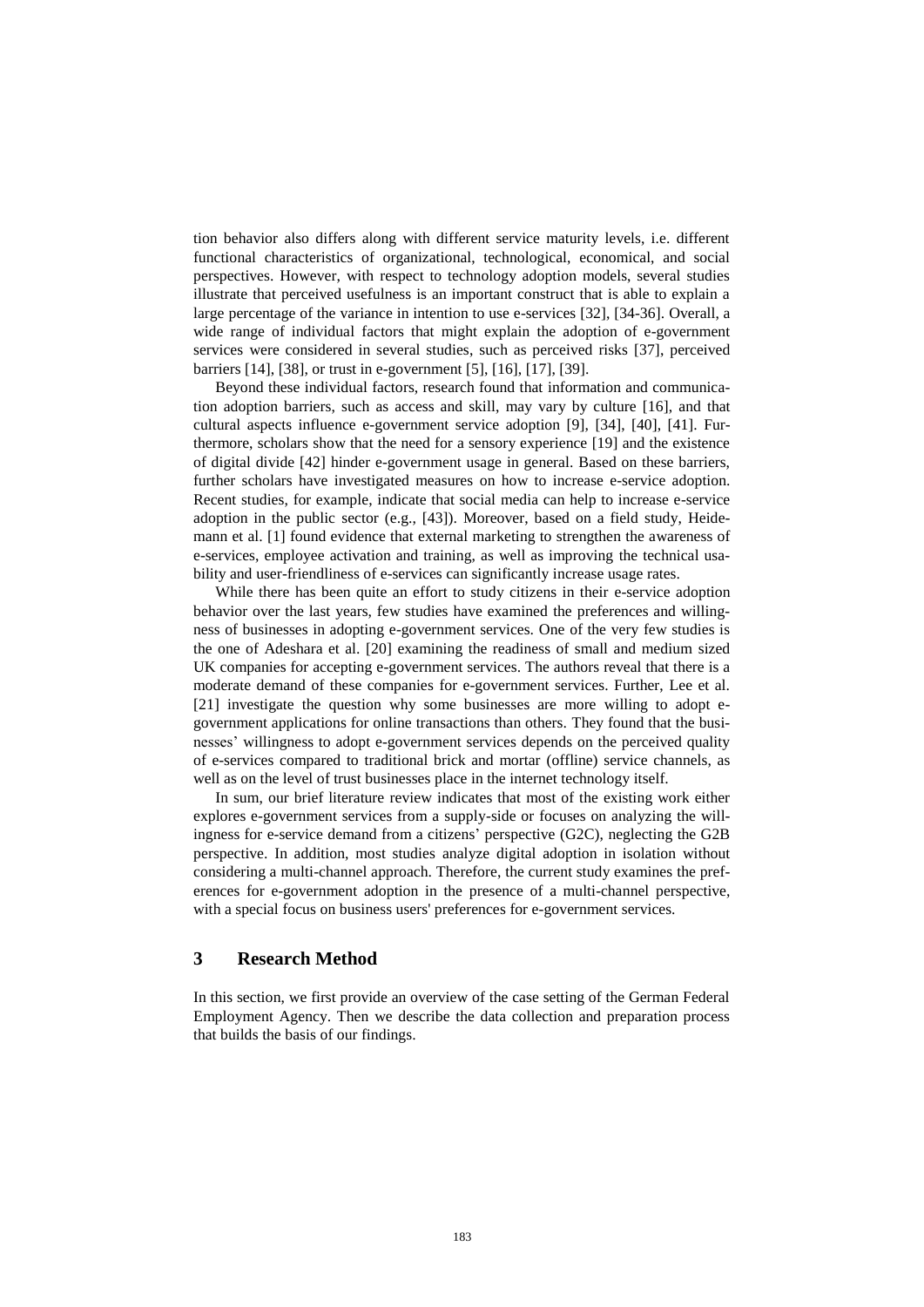tion behavior also differs along with different service maturity levels, i.e. different functional characteristics of organizational, technological, economical, and social perspectives. However, with respect to technology adoption models, several studies illustrate that perceived usefulness is an important construct that is able to explain a large percentage of the variance in intention to use e-services [32], [34-36]. Overall, a wide range of individual factors that might explain the adoption of e-government services were considered in several studies, such as perceived risks [37], perceived barriers [14], [38], or trust in e-government [5], [16], [17], [39].

Beyond these individual factors, research found that information and communication adoption barriers, such as access and skill, may vary by culture [16], and that cultural aspects influence e-government service adoption [9], [34], [40], [41]. Furthermore, scholars show that the need for a sensory experience [19] and the existence of digital divide [42] hinder e-government usage in general. Based on these barriers, further scholars have investigated measures on how to increase e-service adoption. Recent studies, for example, indicate that social media can help to increase e-service adoption in the public sector (e.g., [43]). Moreover, based on a field study, Heidemann et al. [1] found evidence that external marketing to strengthen the awareness of e-services, employee activation and training, as well as improving the technical usability and user-friendliness of e-services can significantly increase usage rates.

While there has been quite an effort to study citizens in their e-service adoption behavior over the last years, few studies have examined the preferences and willingness of businesses in adopting e-government services. One of the very few studies is the one of Adeshara et al. [20] examining the readiness of small and medium sized UK companies for accepting e-government services. The authors reveal that there is a moderate demand of these companies for e-government services. Further, Lee et al. [21] investigate the question why some businesses are more willing to adopt e-government applications for online transactions than others. They found that the businesses' willingness to adopt e-government services depends on the perceived quality of e-services compared to traditional brick and mortar (offline) service channels, as well as on the level of trust businesses place in the internet technology itself.

In sum, our brief literature review indicates that most of the existing work either explores e-government services from a supply-side or focuses on analyzing the willingness for e-service demand from a citizens' perspective (G2C), neglecting the G2B perspective. In addition, most studies analyze digital adoption in isolation without considering a multi-channel approach. Therefore, the current study examines the preferences for e-government adoption in the presence of a multi-channel perspective, with a special focus on business users' preferences for e-government services.

## 3 Research Method

In this section, we first provide an overview of the case setting of the German Federal Employment Agency. Then we describe the data collection and preparation process that builds the basis of our findings.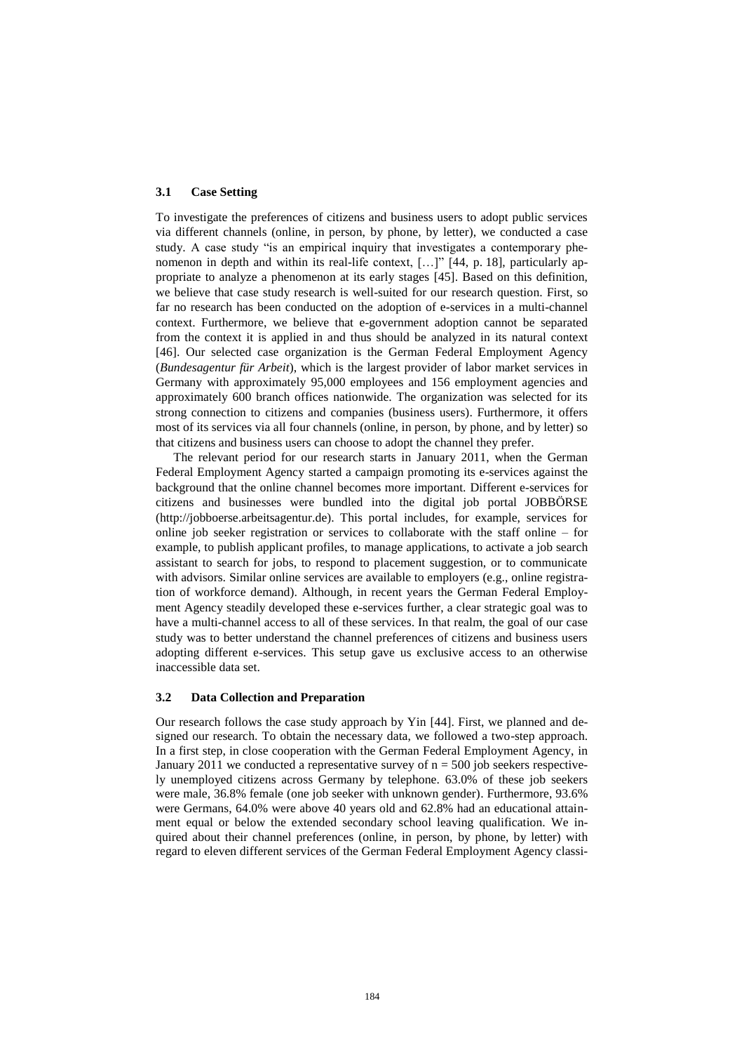### 3.1 Case Setting

To investigate the preferences of citizens and business users to adopt public services via different channels (online, in person, by phone, by letter), we conducted a case study. A case study "is an empirical inquiry that investigates a contemporary phenomenon in depth and within its real-life context, […]" [44, p. 18], particularly appropriate to analyze a phenomenon at its early stages [45]. Based on this definition, we believe that case study research is well-suited for our research question. First, so far no research has been conducted on the adoption of e-services in a multi-channel context. Furthermore, we believe that e-government adoption cannot be separated from the context it is applied in and thus should be analyzed in its natural context [46]. Our selected case organization is the German Federal Employment Agency (*Bundesagentur für Arbeit*), which is the largest provider of labor market services in Germany with approximately 95,000 employees and 156 employment agencies and approximately 600 branch offices nationwide. The organization was selected for its strong connection to citizens and companies (business users). Furthermore, it offers most of its services via all four channels (online, in person, by phone, and by letter) so that citizens and business users can choose to adopt the channel they prefer.

The relevant period for our research starts in January 2011, when the German Federal Employment Agency started a campaign promoting its e-services against the background that the online channel becomes more important. Different e-services for citizens and businesses were bundled into the digital job portal JOBBÖRSE (http://jobboerse.arbeitsagentur.de). This portal includes, for example, services for online job seeker registration or services to collaborate with the staff online – for example, to publish applicant profiles, to manage applications, to activate a job search assistant to search for jobs, to respond to placement suggestion, or to communicate with advisors. Similar online services are available to employers (e.g., online registration of workforce demand). Although, in recent years the German Federal Employment Agency steadily developed these e-services further, a clear strategic goal was to have a multi-channel access to all of these services. In that realm, the goal of our case study was to better understand the channel preferences of citizens and business users adopting different e-services. This setup gave us exclusive access to an otherwise inaccessible data set.

### 3.2 Data Collection and Preparation

Our research follows the case study approach by Yin [44]. First, we planned and designed our research. To obtain the necessary data, we followed a two-step approach. In a first step, in close cooperation with the German Federal Employment Agency, in January 2011 we conducted a representative survey of $n = 500$ job seekers respectively unemployed citizens across Germany by telephone. 63.0% of these job seekers were male, 36.8% female (one job seeker with unknown gender). Furthermore, 93.6% were Germans, 64.0% were above 40 years old and 62.8% had an educational attainment equal or below the extended secondary school leaving qualification. We inquired about their channel preferences (online, in person, by phone, by letter) with regard to eleven different services of the German Federal Employment Agency classi-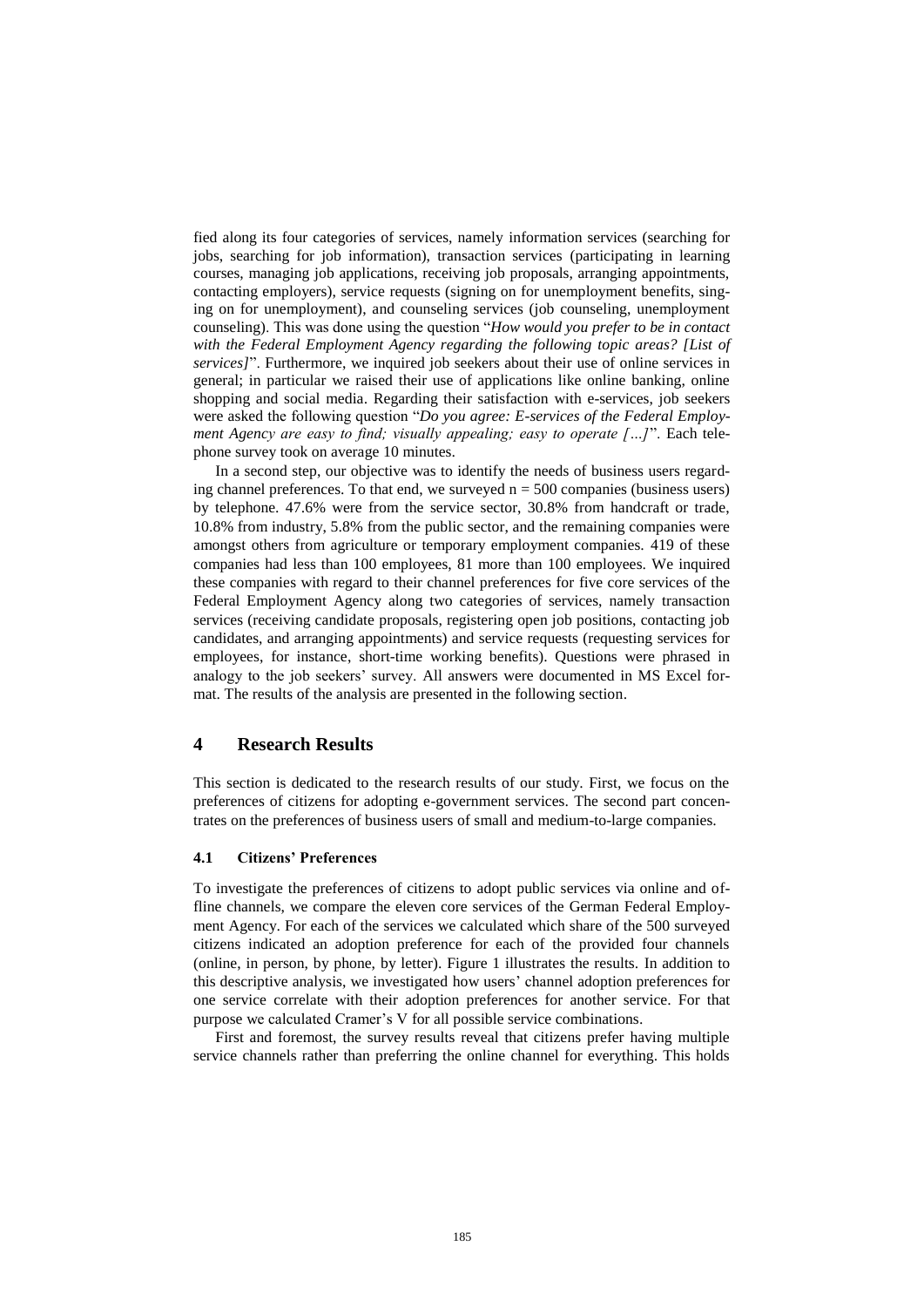fied along its four categories of services, namely information services (searching for jobs, searching for job information), transaction services (participating in learning courses, managing job applications, receiving job proposals, arranging appointments, contacting employers), service requests (signing on for unemployment benefits, singing on for unemployment), and counseling services (job counseling, unemployment counseling). This was done using the question "*How would you prefer to be in contact with the Federal Employment Agency regarding the following topic areas? [List of services]*". Furthermore, we inquired job seekers about their use of online services in general; in particular we raised their use of applications like online banking, online shopping and social media. Regarding their satisfaction with e-services, job seekers were asked the following question "*Do you agree: E-services of the Federal Employment Agency are easy to find; visually appealing; easy to operate […]*". Each telephone survey took on average 10 minutes.

In a second step, our objective was to identify the needs of business users regarding channel preferences. To that end, we surveyed n = 500 companies (business users) by telephone. 47.6% were from the service sector, 30.8% from handcraft or trade, 10.8% from industry, 5.8% from the public sector, and the remaining companies were amongst others from agriculture or temporary employment companies. 419 of these companies had less than 100 employees, 81 more than 100 employees. We inquired these companies with regard to their channel preferences for five core services of the Federal Employment Agency along two categories of services, namely transaction services (receiving candidate proposals, registering open job positions, contacting job candidates, and arranging appointments) and service requests (requesting services for employees, for instance, short-time working benefits). Questions were phrased in analogy to the job seekers' survey. All answers were documented in MS Excel format. The results of the analysis are presented in the following section.

## 4 Research Results

This section is dedicated to the research results of our study. First, we focus on the preferences of citizens for adopting e-government services. The second part concentrates on the preferences of business users of small and medium-to-large companies.

### 4.1 Citizens' Preferences

To investigate the preferences of citizens to adopt public services via online and offline channels, we compare the eleven core services of the German Federal Employment Agency. For each of the services we calculated which share of the 500 surveyed citizens indicated an adoption preference for each of the provided four channels (online, in person, by phone, by letter). Figure 1 illustrates the results. In addition to this descriptive analysis, we investigated how users' channel adoption preferences for one service correlate with their adoption preferences for another service. For that purpose we calculated Cramer's V for all possible service combinations.

First and foremost, the survey results reveal that citizens prefer having multiple service channels rather than preferring the online channel for everything. This holds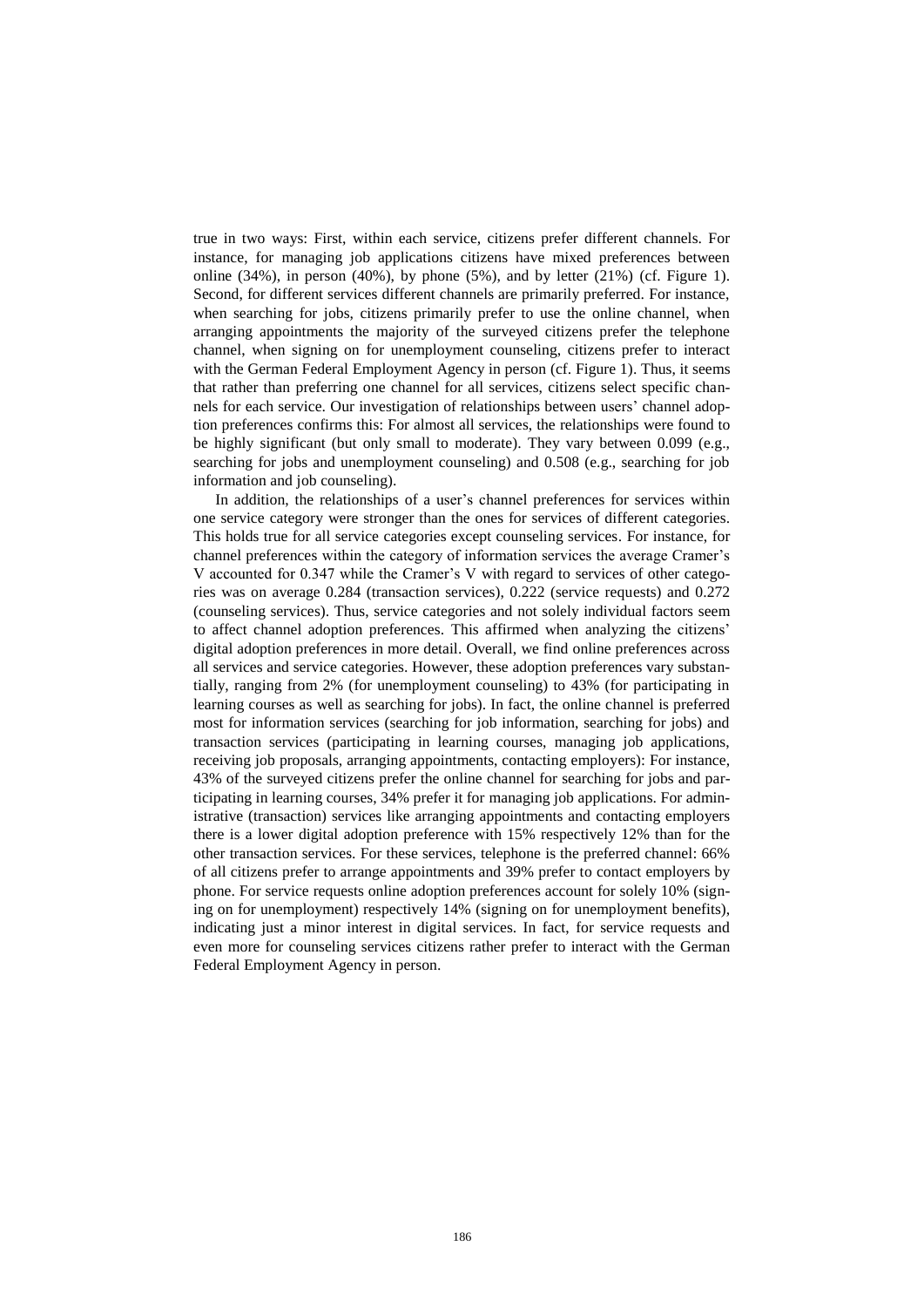true in two ways: First, within each service, citizens prefer different channels. For instance, for managing job applications citizens have mixed preferences between online (34%), in person (40%), by phone (5%), and by letter (21%) (cf. Figure 1). Second, for different services different channels are primarily preferred. For instance, when searching for jobs, citizens primarily prefer to use the online channel, when arranging appointments the majority of the surveyed citizens prefer the telephone channel, when signing on for unemployment counseling, citizens prefer to interact with the German Federal Employment Agency in person (cf. Figure 1). Thus, it seems that rather than preferring one channel for all services, citizens select specific channels for each service. Our investigation of relationships between users' channel adoption preferences confirms this: For almost all services, the relationships were found to be highly significant (but only small to moderate). They vary between 0.099 (e.g., searching for jobs and unemployment counseling) and 0.508 (e.g., searching for job information and job counseling).

In addition, the relationships of a user's channel preferences for services within one service category were stronger than the ones for services of different categories. This holds true for all service categories except counseling services. For instance, for channel preferences within the category of information services the average Cramer's V accounted for 0.347 while the Cramer's V with regard to services of other categories was on average 0.284 (transaction services), 0.222 (service requests) and 0.272 (counseling services). Thus, service categories and not solely individual factors seem to affect channel adoption preferences. This affirmed when analyzing the citizens' digital adoption preferences in more detail. Overall, we find online preferences across all services and service categories. However, these adoption preferences vary substantially, ranging from 2% (for unemployment counseling) to 43% (for participating in learning courses as well as searching for jobs). In fact, the online channel is preferred most for information services (searching for job information, searching for jobs) and transaction services (participating in learning courses, managing job applications, receiving job proposals, arranging appointments, contacting employers): For instance, 43% of the surveyed citizens prefer the online channel for searching for jobs and participating in learning courses, 34% prefer it for managing job applications. For administrative (transaction) services like arranging appointments and contacting employers there is a lower digital adoption preference with 15% respectively 12% than for the other transaction services. For these services, telephone is the preferred channel: 66% of all citizens prefer to arrange appointments and 39% prefer to contact employers by phone. For service requests online adoption preferences account for solely 10% (signing on for unemployment) respectively 14% (signing on for unemployment benefits), indicating just a minor interest in digital services. In fact, for service requests and even more for counseling services citizens rather prefer to interact with the German Federal Employment Agency in person.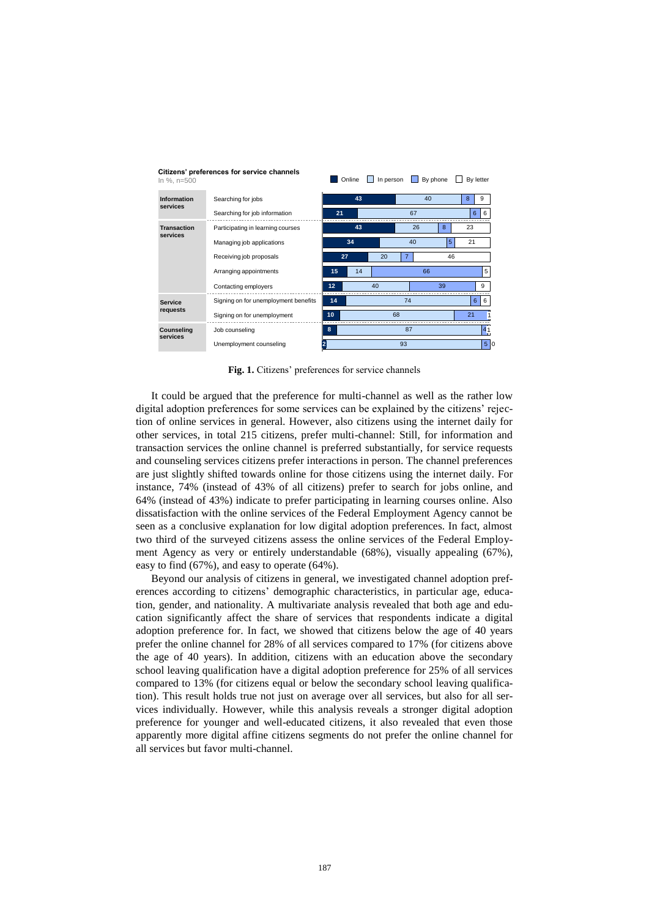**Citizens' preferences for service channels**
In %, n=500

| Category | Service | Online | In person | By phone | By letter |
|---|---|---|---|---|---|
| Information services | Searching for jobs | 43 | 40 | 8 | 9 |
| | Searching for job information | 21 | 67 | 6 | 6 |
| Transaction services | Participating in learning courses | 43 | 26 | 8 | 23 |
| | Managing job applications | 34 | 40 | 5 | 21 |
| | Receiving job proposals | 27 | 20 | 7 | 46 |
| | Arranging appointments | 15 | 14 | 66 | 5 |
| | Contacting employers | 12 | 40 | 39 | 9 |
| Service requests | Signing on for unemployment benefits | 14 | 74 | 6 | 6 |
| | Signing on for unemployment | 10 | 68 | 21 | 1 |
| Counseling services | Job counseling | 8 | 87 | 4 | 1 |
| | Unemployment counseling | 2 | 93 | 5 | 0 |

**Fig. 1.** Citizens' preferences for service channels

It could be argued that the preference for multi-channel as well as the rather low digital adoption preferences for some services can be explained by the citizens' rejection of online services in general. However, also citizens using the internet daily for other services, in total 215 citizens, prefer multi-channel: Still, for information and transaction services the online channel is preferred substantially, for service requests and counseling services citizens prefer interactions in person. The channel preferences are just slightly shifted towards online for those citizens using the internet daily. For instance, 74% (instead of 43% of all citizens) prefer to search for jobs online, and 64% (instead of 43%) indicate to prefer participating in learning courses online. Also dissatisfaction with the online services of the Federal Employment Agency cannot be seen as a conclusive explanation for low digital adoption preferences. In fact, almost two third of the surveyed citizens assess the online services of the Federal Employment Agency as very or entirely understandable (68%), visually appealing (67%), easy to find (67%), and easy to operate (64%).

Beyond our analysis of citizens in general, we investigated channel adoption preferences according to citizens' demographic characteristics, in particular age, education, gender, and nationality. A multivariate analysis revealed that both age and education significantly affect the share of services that respondents indicate a digital adoption preference for. In fact, we showed that citizens below the age of 40 years prefer the online channel for 28% of all services compared to 17% (for citizens above the age of 40 years). In addition, citizens with an education above the secondary school leaving qualification have a digital adoption preference for 25% of all services compared to 13% (for citizens equal or below the secondary school leaving qualification). This result holds true not just on average over all services, but also for all services individually. However, while this analysis reveals a stronger digital adoption preference for younger and well-educated citizens, it also revealed that even those apparently more digital affine citizens segments do not prefer the online channel for all services but favor multi-channel.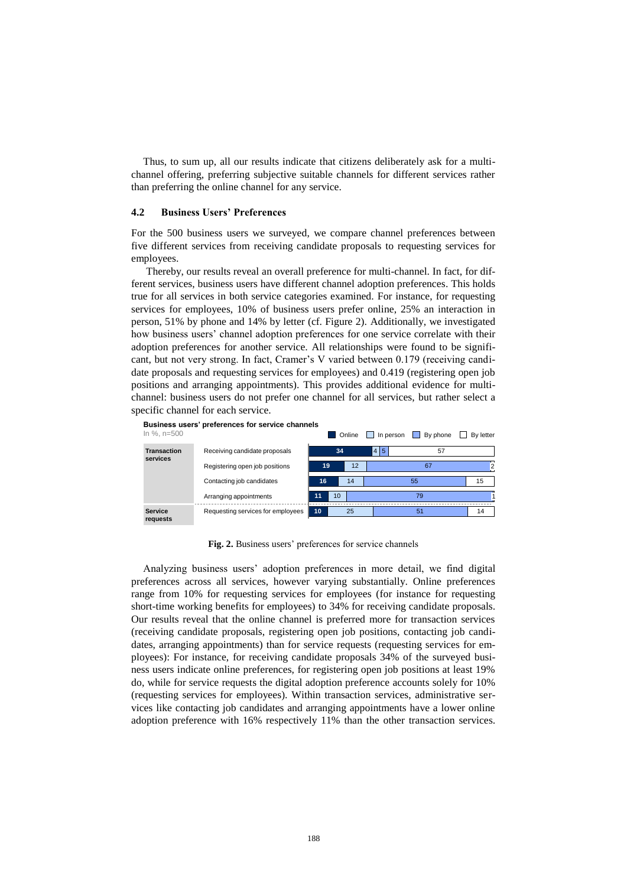Thus, to sum up, all our results indicate that citizens deliberately ask for a multi-channel offering, preferring subjective suitable channels for different services rather than preferring the online channel for any service.

### 4.2 Business Users' Preferences

For the 500 business users we surveyed, we compare channel preferences between five different services from receiving candidate proposals to requesting services for employees.

Thereby, our results reveal an overall preference for multi-channel. In fact, for different services, business users have different channel adoption preferences. This holds true for all services in both service categories examined. For instance, for requesting services for employees, 10% of business users prefer online, 25% an interaction in person, 51% by phone and 14% by letter (cf. Figure 2). Additionally, we investigated how business users' channel adoption preferences for one service correlate with their adoption preferences for another service. All relationships were found to be significant, but not very strong. In fact, Cramer's V varied between 0.179 (receiving candidate proposals and requesting services for employees) and 0.419 (registering open job positions and arranging appointments). This provides additional evidence for multi-channel: business users do not prefer one channel for all services, but rather select a specific channel for each service.

**Business users' preferences for service channels**
In %, n=500

| Category | Service | Online | In person | By phone | By letter |
|---|---|---|---|---|---|
| Transaction services | Receiving candidate proposals | 34 | 4 | 5 | 57 |
| | Registering open job positions | 19 | 12 | 67 | 2 |
| | Contacting job candidates | 16 | 14 | 55 | 15 |
| | Arranging appointments | 11 | 10 | 79 | 1 |
| Service requests | Requesting services for employees | 10 | 25 | 51 | 14 |

**Fig. 2.** Business users' preferences for service channels

Analyzing business users' adoption preferences in more detail, we find digital preferences across all services, however varying substantially. Online preferences range from 10% for requesting services for employees (for instance for requesting short-time working benefits for employees) to 34% for receiving candidate proposals. Our results reveal that the online channel is preferred more for transaction services (receiving candidate proposals, registering open job positions, contacting job candidates, arranging appointments) than for service requests (requesting services for employees): For instance, for receiving candidate proposals 34% of the surveyed business users indicate online preferences, for registering open job positions at least 19% do, while for service requests the digital adoption preference accounts solely for 10% (requesting services for employees). Within transaction services, administrative services like contacting job candidates and arranging appointments have a lower online adoption preference with 16% respectively 11% than the other transaction services.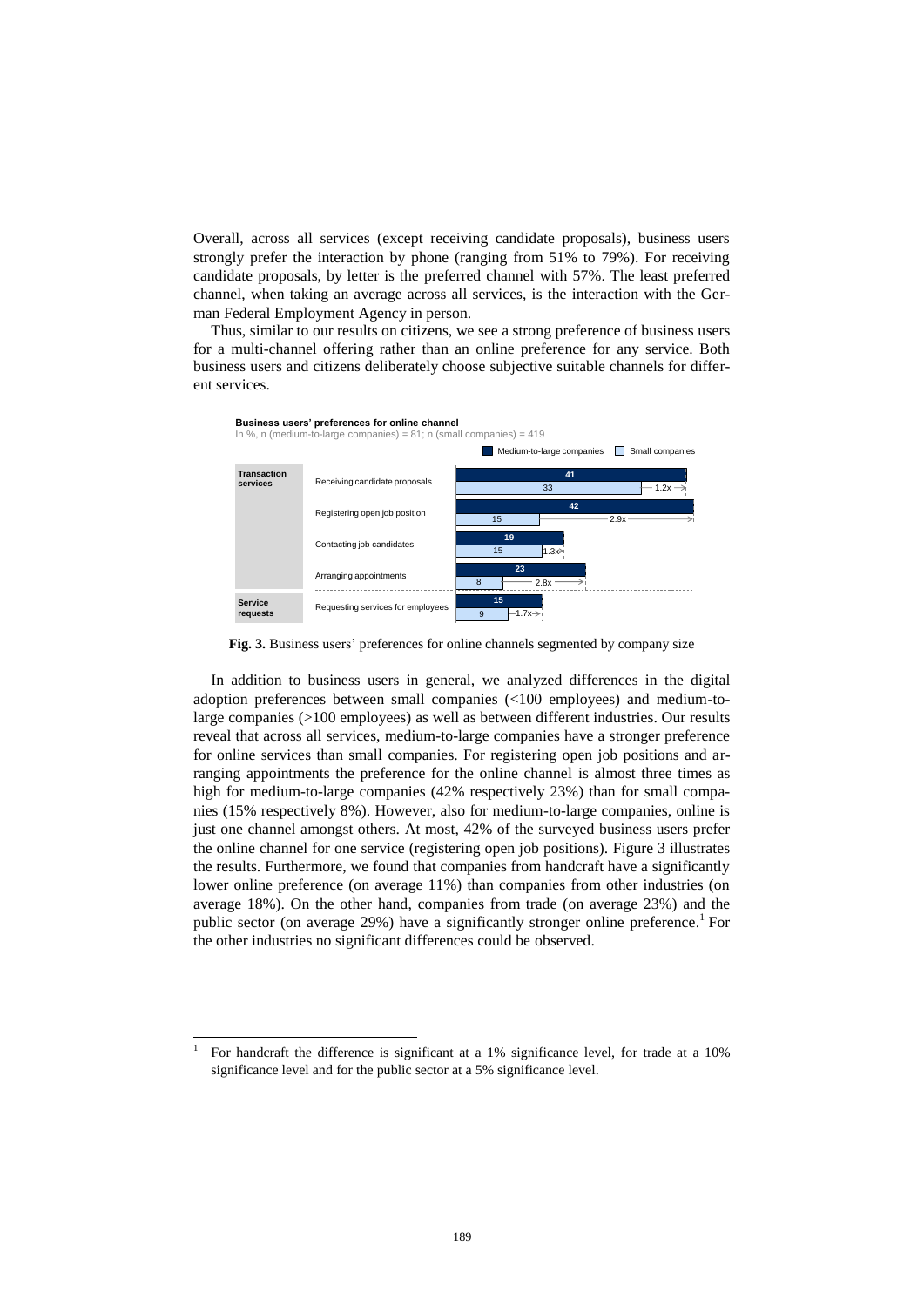Overall, across all services (except receiving candidate proposals), business users strongly prefer the interaction by phone (ranging from 51% to 79%). For receiving candidate proposals, by letter is the preferred channel with 57%. The least preferred channel, when taking an average across all services, is the interaction with the German Federal Employment Agency in person.

Thus, similar to our results on citizens, we see a strong preference of business users for a multi-channel offering rather than an online preference for any service. Both business users and citizens deliberately choose subjective suitable channels for different services.

**Business users' preferences for online channel**
In %, n (medium-to-large companies) = 81; n (small companies) = 419

| | | Medium-to-large companies | Small companies | |
|---|---|---|---|---|
| **Transaction services** | Receiving candidate proposals | 41 | 33 | 1.2x |
| | Registering open job position | 42 | 15 | 2.9x |
| | Contacting job candidates | 19 | 15 | 1.3x |
| | Arranging appointments | 23 | 8 | 2.8x |
| **Service requests** | Requesting services for employees | 15 | 9 | 1.7x |

**Fig. 3.** Business users' preferences for online channels segmented by company size

In addition to business users in general, we analyzed differences in the digital adoption preferences between small companies (<100 employees) and medium-to-large companies (>100 employees) as well as between different industries. Our results reveal that across all services, medium-to-large companies have a stronger preference for online services than small companies. For registering open job positions and arranging appointments the preference for the online channel is almost three times as high for medium-to-large companies (42% respectively 23%) than for small companies (15% respectively 8%). However, also for medium-to-large companies, online is just one channel amongst others. At most, 42% of the surveyed business users prefer the online channel for one service (registering open job positions). Figure 3 illustrates the results. Furthermore, we found that companies from handcraft have a significantly lower online preference (on average 11%) than companies from other industries (on average 18%). On the other hand, companies from trade (on average 23%) and the public sector (on average 29%) have a significantly stronger online preference.[1] For the other industries no significant differences could be observed.

[1] For handcraft the difference is significant at a 1% significance level, for trade at a 10% significance level and for the public sector at a 5% significance level.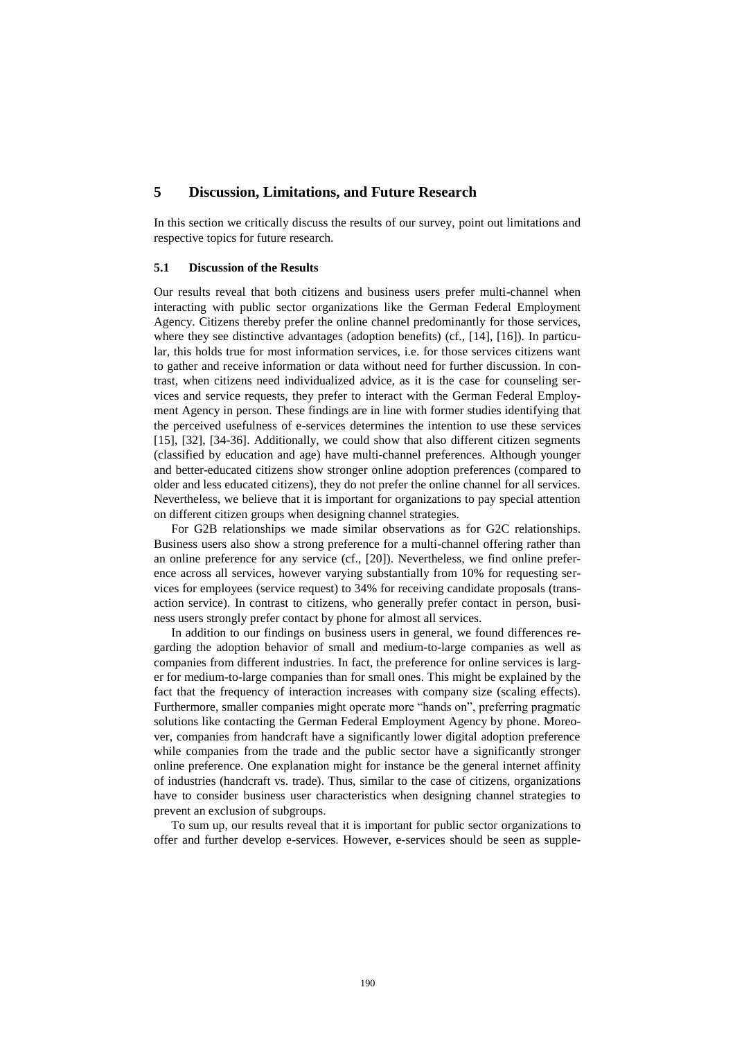# 5 Discussion, Limitations, and Future Research

In this section we critically discuss the results of our survey, point out limitations and respective topics for future research.

## 5.1 Discussion of the Results

Our results reveal that both citizens and business users prefer multi-channel when interacting with public sector organizations like the German Federal Employment Agency. Citizens thereby prefer the online channel predominantly for those services, where they see distinctive advantages (adoption benefits) (cf., [14], [16]). In particular, this holds true for most information services, i.e. for those services citizens want to gather and receive information or data without need for further discussion. In contrast, when citizens need individualized advice, as it is the case for counseling services and service requests, they prefer to interact with the German Federal Employment Agency in person. These findings are in line with former studies identifying that the perceived usefulness of e-services determines the intention to use these services [15], [32], [34-36]. Additionally, we could show that also different citizen segments (classified by education and age) have multi-channel preferences. Although younger and better-educated citizens show stronger online adoption preferences (compared to older and less educated citizens), they do not prefer the online channel for all services. Nevertheless, we believe that it is important for organizations to pay special attention on different citizen groups when designing channel strategies.

For G2B relationships we made similar observations as for G2C relationships. Business users also show a strong preference for a multi-channel offering rather than an online preference for any service (cf., [20]). Nevertheless, we find online preference across all services, however varying substantially from 10% for requesting services for employees (service request) to 34% for receiving candidate proposals (transaction service). In contrast to citizens, who generally prefer contact in person, business users strongly prefer contact by phone for almost all services.

In addition to our findings on business users in general, we found differences regarding the adoption behavior of small and medium-to-large companies as well as companies from different industries. In fact, the preference for online services is larger for medium-to-large companies than for small ones. This might be explained by the fact that the frequency of interaction increases with company size (scaling effects). Furthermore, smaller companies might operate more "hands on", preferring pragmatic solutions like contacting the German Federal Employment Agency by phone. Moreover, companies from handcraft have a significantly lower digital adoption preference while companies from the trade and the public sector have a significantly stronger online preference. One explanation might for instance be the general internet affinity of industries (handcraft vs. trade). Thus, similar to the case of citizens, organizations have to consider business user characteristics when designing channel strategies to prevent an exclusion of subgroups.

To sum up, our results reveal that it is important for public sector organizations to offer and further develop e-services. However, e-services should be seen as supple-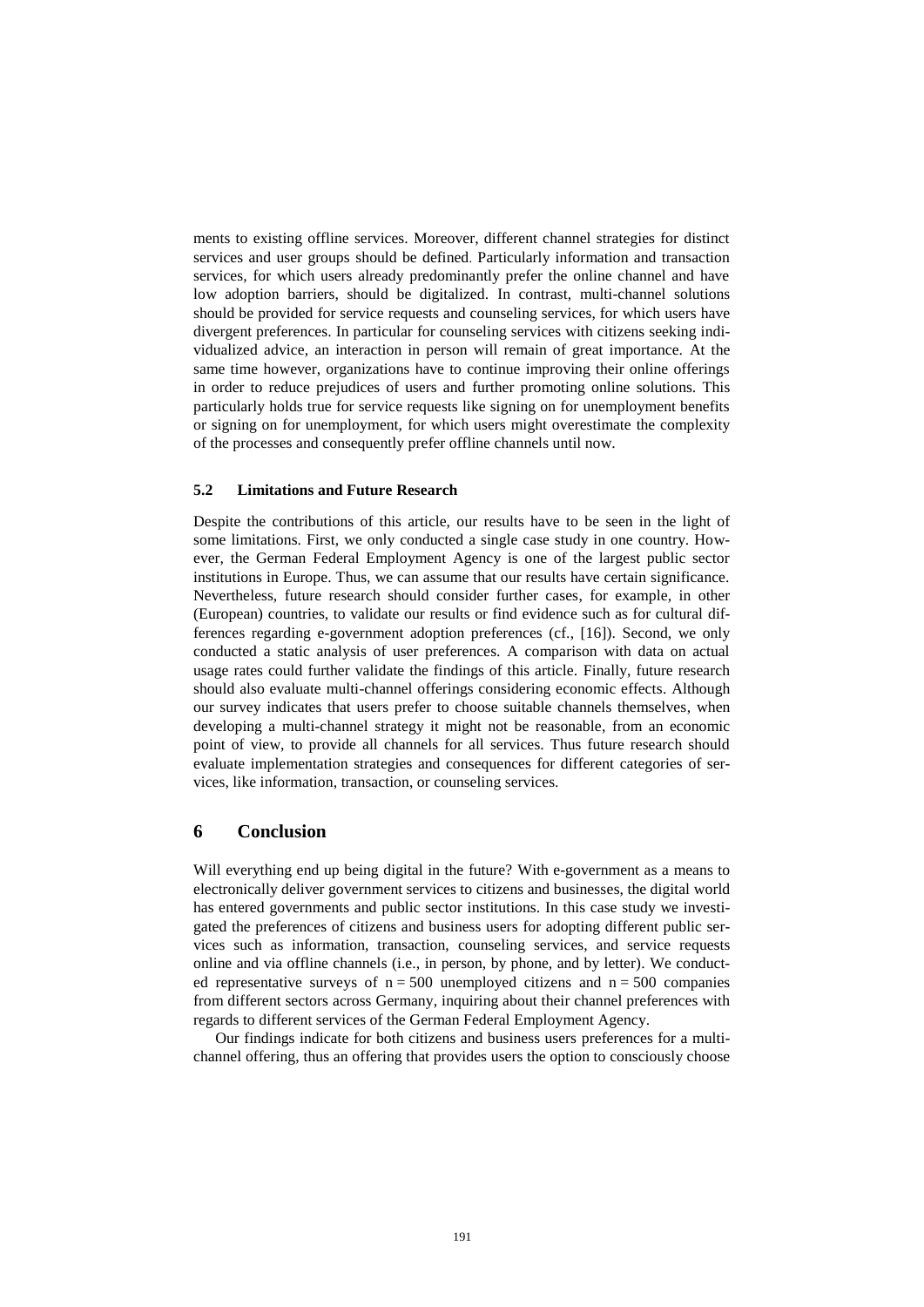ments to existing offline services. Moreover, different channel strategies for distinct services and user groups should be defined. Particularly information and transaction services, for which users already predominantly prefer the online channel and have low adoption barriers, should be digitalized. In contrast, multi-channel solutions should be provided for service requests and counseling services, for which users have divergent preferences. In particular for counseling services with citizens seeking individualized advice, an interaction in person will remain of great importance. At the same time however, organizations have to continue improving their online offerings in order to reduce prejudices of users and further promoting online solutions. This particularly holds true for service requests like signing on for unemployment benefits or signing on for unemployment, for which users might overestimate the complexity of the processes and consequently prefer offline channels until now.

### 5.2 Limitations and Future Research

Despite the contributions of this article, our results have to be seen in the light of some limitations. First, we only conducted a single case study in one country. However, the German Federal Employment Agency is one of the largest public sector institutions in Europe. Thus, we can assume that our results have certain significance. Nevertheless, future research should consider further cases, for example, in other (European) countries, to validate our results or find evidence such as for cultural differences regarding e-government adoption preferences (cf., [16]). Second, we only conducted a static analysis of user preferences. A comparison with data on actual usage rates could further validate the findings of this article. Finally, future research should also evaluate multi-channel offerings considering economic effects. Although our survey indicates that users prefer to choose suitable channels themselves, when developing a multi-channel strategy it might not be reasonable, from an economic point of view, to provide all channels for all services. Thus future research should evaluate implementation strategies and consequences for different categories of services, like information, transaction, or counseling services.

## 6 Conclusion

Will everything end up being digital in the future? With e-government as a means to electronically deliver government services to citizens and businesses, the digital world has entered governments and public sector institutions. In this case study we investigated the preferences of citizens and business users for adopting different public services such as information, transaction, counseling services, and service requests online and via offline channels (i.e., in person, by phone, and by letter). We conducted representative surveys of $n = 500$ unemployed citizens and $n = 500$ companies from different sectors across Germany, inquiring about their channel preferences with regards to different services of the German Federal Employment Agency.

Our findings indicate for both citizens and business users preferences for a multi-channel offering, thus an offering that provides users the option to consciously choose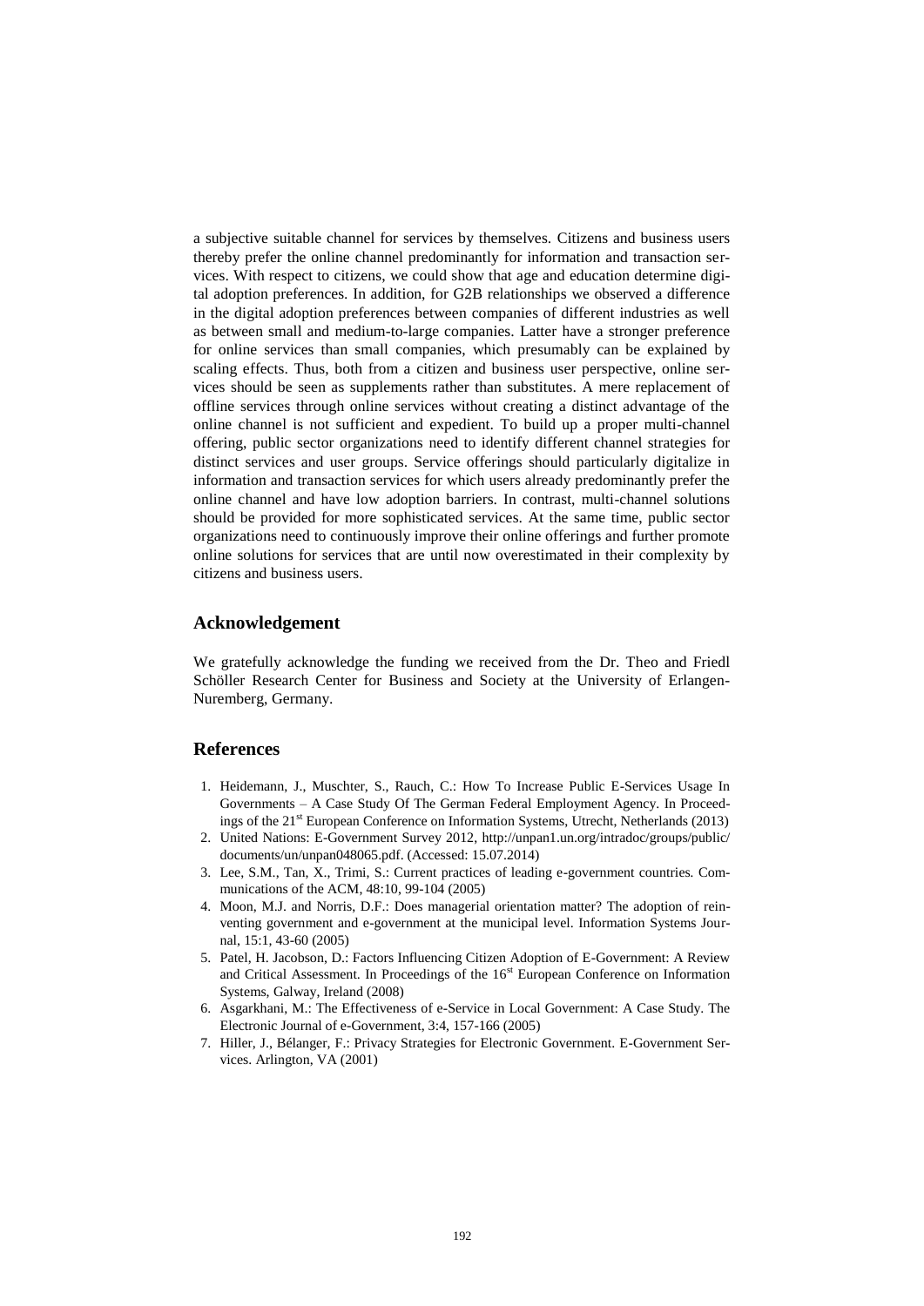a subjective suitable channel for services by themselves. Citizens and business users thereby prefer the online channel predominantly for information and transaction services. With respect to citizens, we could show that age and education determine digital adoption preferences. In addition, for G2B relationships we observed a difference in the digital adoption preferences between companies of different industries as well as between small and medium-to-large companies. Latter have a stronger preference for online services than small companies, which presumably can be explained by scaling effects. Thus, both from a citizen and business user perspective, online services should be seen as supplements rather than substitutes. A mere replacement of offline services through online services without creating a distinct advantage of the online channel is not sufficient and expedient. To build up a proper multi-channel offering, public sector organizations need to identify different channel strategies for distinct services and user groups. Service offerings should particularly digitalize in information and transaction services for which users already predominantly prefer the online channel and have low adoption barriers. In contrast, multi-channel solutions should be provided for more sophisticated services. At the same time, public sector organizations need to continuously improve their online offerings and further promote online solutions for services that are until now overestimated in their complexity by citizens and business users.

## Acknowledgement

We gratefully acknowledge the funding we received from the Dr. Theo and Friedl Schöller Research Center for Business and Society at the University of Erlangen-Nuremberg, Germany.

## References

1. Heidemann, J., Muschter, S., Rauch, C.: How To Increase Public E-Services Usage In Governments – A Case Study Of The German Federal Employment Agency. In Proceedings of the 21st European Conference on Information Systems, Utrecht, Netherlands (2013)
2. United Nations: E-Government Survey 2012, http://unpan1.un.org/intradoc/groups/public/documents/un/unpan048065.pdf. (Accessed: 15.07.2014)
3. Lee, S.M., Tan, X., Trimi, S.: Current practices of leading e-government countries. Communications of the ACM, 48:10, 99-104 (2005)
4. Moon, M.J. and Norris, D.F.: Does managerial orientation matter? The adoption of reinventing government and e-government at the municipal level. Information Systems Journal, 15:1, 43-60 (2005)
5. Patel, H. Jacobson, D.: Factors Influencing Citizen Adoption of E-Government: A Review and Critical Assessment. In Proceedings of the 16st European Conference on Information Systems, Galway, Ireland (2008)
6. Asgarkhani, M.: The Effectiveness of e-Service in Local Government: A Case Study. The Electronic Journal of e-Government, 3:4, 157-166 (2005)
7. Hiller, J., Bélanger, F.: Privacy Strategies for Electronic Government. E-Government Services. Arlington, VA (2001)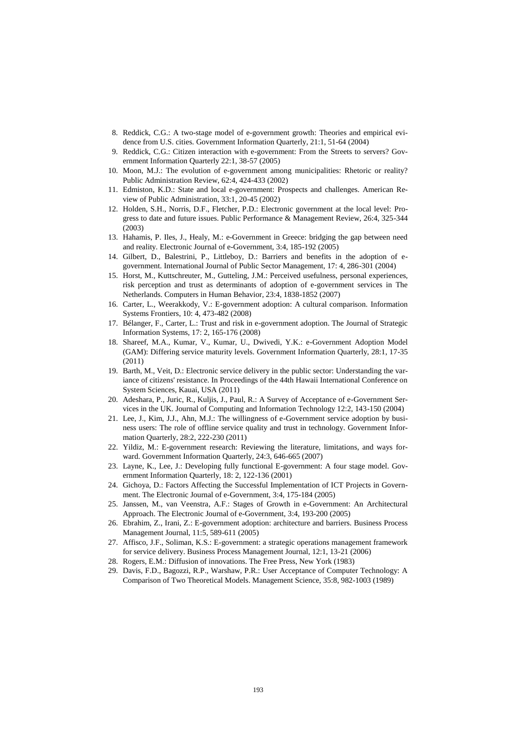8. Reddick, C.G.: A two-stage model of e-government growth: Theories and empirical evidence from U.S. cities. Government Information Quarterly, 21:1, 51-64 (2004)
9. Reddick, C.G.: Citizen interaction with e-government: From the Streets to servers? Government Information Quarterly 22:1, 38-57 (2005)
10. Moon, M.J.: The evolution of e-government among municipalities: Rhetoric or reality? Public Administration Review, 62:4, 424-433 (2002)
11. Edmiston, K.D.: State and local e-government: Prospects and challenges. American Review of Public Administration, 33:1, 20-45 (2002)
12. Holden, S.H., Norris, D.F., Fletcher, P.D.: Electronic government at the local level: Progress to date and future issues. Public Performance & Management Review, 26:4, 325-344 (2003)
13. Hahamis, P. Iles, J., Healy, M.: e-Government in Greece: bridging the gap between need and reality. Electronic Journal of e-Government, 3:4, 185-192 (2005)
14. Gilbert, D., Balestrini, P., Littleboy, D.: Barriers and benefits in the adoption of e-government. International Journal of Public Sector Management, 17: 4, 286-301 (2004)
15. Horst, M., Kuttschreuter, M., Gutteling, J.M.: Perceived usefulness, personal experiences, risk perception and trust as determinants of adoption of e-government services in The Netherlands. Computers in Human Behavior, 23:4, 1838-1852 (2007)
16. Carter, L., Weerakkody, V.: E-government adoption: A cultural comparison. Information Systems Frontiers, 10: 4, 473-482 (2008)
17. Bélanger, F., Carter, L.: Trust and risk in e-government adoption. The Journal of Strategic Information Systems, 17: 2, 165-176 (2008)
18. Shareef, M.A., Kumar, V., Kumar, U., Dwivedi, Y.K.: e-Government Adoption Model (GAM): Differing service maturity levels. Government Information Quarterly, 28:1, 17-35 (2011)
19. Barth, M., Veit, D.: Electronic service delivery in the public sector: Understanding the variance of citizens' resistance. In Proceedings of the 44th Hawaii International Conference on System Sciences, Kauai, USA (2011)
20. Adeshara, P., Juric, R., Kuljis, J., Paul, R.: A Survey of Acceptance of e-Government Services in the UK. Journal of Computing and Information Technology 12:2, 143-150 (2004)
21. Lee, J., Kim, J.J., Ahn, M.J.: The willingness of e-Government service adoption by business users: The role of offline service quality and trust in technology. Government Information Quarterly, 28:2, 222-230 (2011)
22. Yildiz, M.: E-government research: Reviewing the literature, limitations, and ways forward. Government Information Quarterly, 24:3, 646-665 (2007)
23. Layne, K., Lee, J.: Developing fully functional E-government: A four stage model. Government Information Quarterly, 18: 2, 122-136 (2001)
24. Gichoya, D.: Factors Affecting the Successful Implementation of ICT Projects in Government. The Electronic Journal of e-Government, 3:4, 175-184 (2005)
25. Janssen, M., van Veenstra, A.F.: Stages of Growth in e-Government: An Architectural Approach. The Electronic Journal of e-Government, 3:4, 193-200 (2005)
26. Ebrahim, Z., Irani, Z.: E-government adoption: architecture and barriers. Business Process Management Journal, 11:5, 589-611 (2005)
27. Affisco, J.F., Soliman, K.S.: E-government: a strategic operations management framework for service delivery. Business Process Management Journal, 12:1, 13-21 (2006)
28. Rogers, E.M.: Diffusion of innovations. The Free Press, New York (1983)
29. Davis, F.D., Bagozzi, R.P., Warshaw, P.R.: User Acceptance of Computer Technology: A Comparison of Two Theoretical Models. Management Science, 35:8, 982-1003 (1989)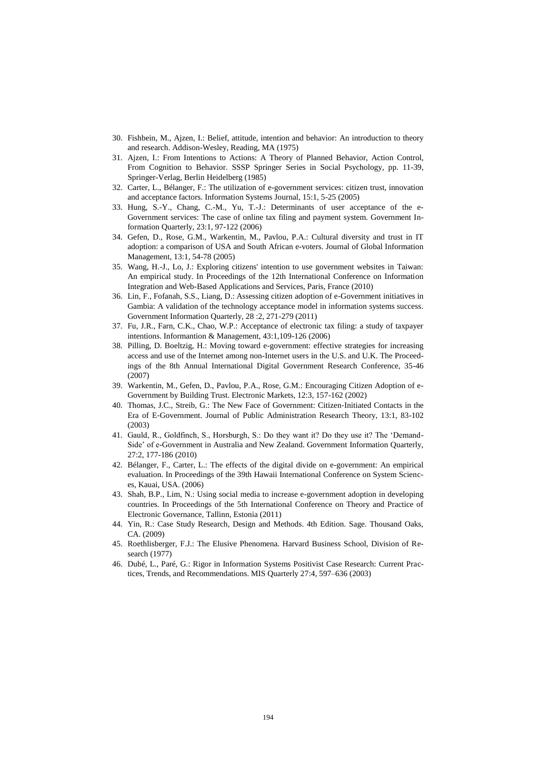30. Fishbein, M., Ajzen, I.: Belief, attitude, intention and behavior: An introduction to theory and research. Addison-Wesley, Reading, MA (1975)
31. Ajzen, I.: From Intentions to Actions: A Theory of Planned Behavior, Action Control, From Cognition to Behavior. SSSP Springer Series in Social Psychology, pp. 11-39, Springer-Verlag, Berlin Heidelberg (1985)
32. Carter, L., Bélanger, F.: The utilization of e-government services: citizen trust, innovation and acceptance factors. Information Systems Journal, 15:1, 5-25 (2005)
33. Hung, S.-Y., Chang, C.-M., Yu, T.-J.: Determinants of user acceptance of the e-Government services: The case of online tax filing and payment system. Government Information Quarterly, 23:1, 97-122 (2006)
34. Gefen, D., Rose, G.M., Warkentin, M., Pavlou, P.A.: Cultural diversity and trust in IT adoption: a comparison of USA and South African e-voters. Journal of Global Information Management, 13:1, 54-78 (2005)
35. Wang, H.-J., Lo, J.: Exploring citizens' intention to use government websites in Taiwan: An empirical study. In Proceedings of the 12th International Conference on Information Integration and Web-Based Applications and Services, Paris, France (2010)
36. Lin, F., Fofanah, S.S., Liang, D.: Assessing citizen adoption of e-Government initiatives in Gambia: A validation of the technology acceptance model in information systems success. Government Information Quarterly, 28 :2, 271-279 (2011)
37. Fu, J.R., Farn, C.K., Chao, W.P.: Acceptance of electronic tax filing: a study of taxpayer intentions. Informantion & Management, 43:1,109-126 (2006)
38. Pilling, D. Boeltzig, H.: Moving toward e-government: effective strategies for increasing access and use of the Internet among non-Internet users in the U.S. and U.K. The Proceedings of the 8th Annual International Digital Government Research Conference, 35-46 (2007)
39. Warkentin, M., Gefen, D., Pavlou, P.A., Rose, G.M.: Encouraging Citizen Adoption of e-Government by Building Trust. Electronic Markets, 12:3, 157-162 (2002)
40. Thomas, J.C., Streib, G.: The New Face of Government: Citizen-Initiated Contacts in the Era of E-Government. Journal of Public Administration Research Theory, 13:1, 83-102 (2003)
41. Gauld, R., Goldfinch, S., Horsburgh, S.: Do they want it? Do they use it? The 'Demand-Side' of e-Government in Australia and New Zealand. Government Information Quarterly, 27:2, 177-186 (2010)
42. Bélanger, F., Carter, L.: The effects of the digital divide on e-government: An empirical evaluation. In Proceedings of the 39th Hawaii International Conference on System Sciences, Kauai, USA. (2006)
43. Shah, B.P., Lim, N.: Using social media to increase e-government adoption in developing countries. In Proceedings of the 5th International Conference on Theory and Practice of Electronic Governance, Tallinn, Estonia (2011)
44. Yin, R.: Case Study Research, Design and Methods. 4th Edition. Sage. Thousand Oaks, CA. (2009)
45. Roethlisberger, F.J.: The Elusive Phenomena. Harvard Business School, Division of Research (1977)
46. Dubé, L., Paré, G.: Rigor in Information Systems Positivist Case Research: Current Practices, Trends, and Recommendations. MIS Quarterly 27:4, 597–636 (2003)